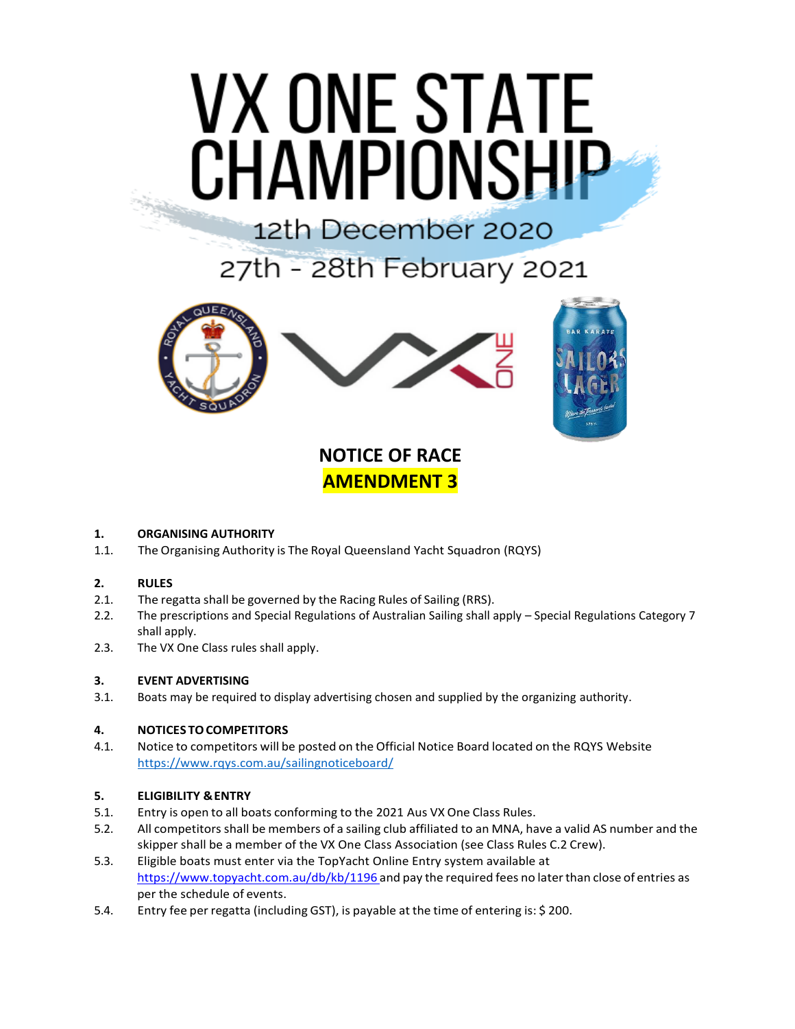# VX ONE STATE CHAMPIONSHIP

12th December 2020

27th - 28th February 2021

## NOTICE OF RACE

## AMENDMENT 3

### 1. ORGANISING AUTHORITY

1.1. The Organising Authority is The Royal Queensland Yacht Squadron (RQYS)

### 2. RULES

2.1. The regatta shall be governed by the Racing Rules of Sailing (RRS).

2.2. The prescriptions and Special Regulations of Australian Sailing shall apply – Special Regulations Category 7 shall apply.

2.3. The VX One Class rules shall apply.

### 3. EVENT ADVERTISING

3.1. Boats may be required to display advertising chosen and supplied by the organizing authority.

### 4. NOTICES TO COMPETITORS

4.1. Notice to competitors will be posted on the Official Notice Board located on the RQYS Website https://www.rqys.com.au/sailingnoticeboard/

### 5. ELIGIBILITY & ENTRY

5.1. Entry is open to all boats conforming to the 2021 Aus VX One Class Rules.

5.2. All competitors shall be members of a sailing club affiliated to an MNA, have a valid AS number and the skipper shall be a member of the VX One Class Association (see Class Rules C.2 Crew).

5.3. Eligible boats must enter via the TopYacht Online Entry system available at https://www.topyacht.com.au/db/kb/1196 and pay the required fees no later than close of entries as per the schedule of events.

5.4. Entry fee per regatta (including GST), is payable at the time of entering is: $ 200.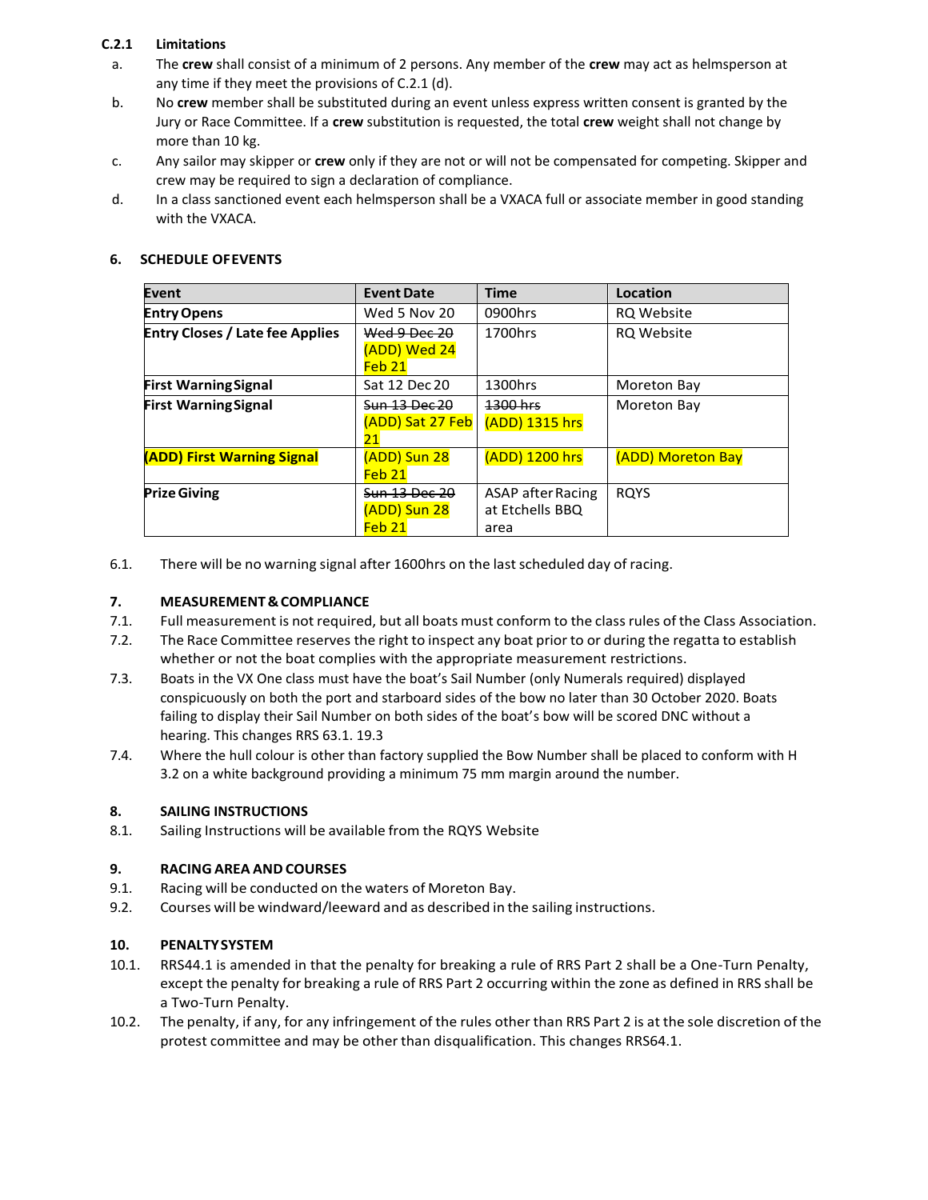**C.2.1 Limitations**

a. The **crew** shall consist of a minimum of 2 persons. Any member of the **crew** may act as helmsperson at any time if they meet the provisions of C.2.1 (d).

b. No **crew** member shall be substituted during an event unless express written consent is granted by the Jury or Race Committee. If a **crew** substitution is requested, the total **crew** weight shall not change by more than 10 kg.

c. Any sailor may skipper or **crew** only if they are not or will not be compensated for competing. Skipper and crew may be required to sign a declaration of compliance.

d. In a class sanctioned event each helmsperson shall be a VXACA full or associate member in good standing with the VXACA.

## 6. SCHEDULE OF EVENTS

| Event | Event Date | Time | Location |
|---|---|---|---|
| **Entry Opens** | Wed 5 Nov 20 | 0900hrs | RQ Website |
| **Entry Closes / Late fee Applies** | ~~Wed 9 Dec 20~~ (ADD) Wed 24 Feb 21 | 1700hrs | RQ Website |
| **First Warning Signal** | Sat 12 Dec 20 | 1300hrs | Moreton Bay |
| **First Warning Signal** | ~~Sun 13 Dec 20~~ (ADD) Sat 27 Feb 21 | ~~1300 hrs~~ (ADD) 1315 hrs | Moreton Bay |
| **(ADD) First Warning Signal** | (ADD) Sun 28 Feb 21 | (ADD) 1200 hrs | (ADD) Moreton Bay |
| **Prize Giving** | ~~Sun 13 Dec 20~~ (ADD) Sun 28 Feb 21 | ASAP after Racing at Etchells BBQ area | RQYS |

6.1. There will be no warning signal after 1600hrs on the last scheduled day of racing.

## 7. MEASUREMENT & COMPLIANCE

7.1. Full measurement is not required, but all boats must conform to the class rules of the Class Association.

7.2. The Race Committee reserves the right to inspect any boat prior to or during the regatta to establish whether or not the boat complies with the appropriate measurement restrictions.

7.3. Boats in the VX One class must have the boat's Sail Number (only Numerals required) displayed conspicuously on both the port and starboard sides of the bow no later than 30 October 2020. Boats failing to display their Sail Number on both sides of the boat's bow will be scored DNC without a hearing. This changes RRS 63.1. 19.3

7.4. Where the hull colour is other than factory supplied the Bow Number shall be placed to conform with H 3.2 on a white background providing a minimum 75 mm margin around the number.

## 8. SAILING INSTRUCTIONS

8.1. Sailing Instructions will be available from the RQYS Website

## 9. RACING AREA AND COURSES

9.1. Racing will be conducted on the waters of Moreton Bay.

9.2. Courses will be windward/leeward and as described in the sailing instructions.

## 10. PENALTY SYSTEM

10.1. RRS44.1 is amended in that the penalty for breaking a rule of RRS Part 2 shall be a One-Turn Penalty, except the penalty for breaking a rule of RRS Part 2 occurring within the zone as defined in RRS shall be a Two-Turn Penalty.

10.2. The penalty, if any, for any infringement of the rules other than RRS Part 2 is at the sole discretion of the protest committee and may be other than disqualification. This changes RRS64.1.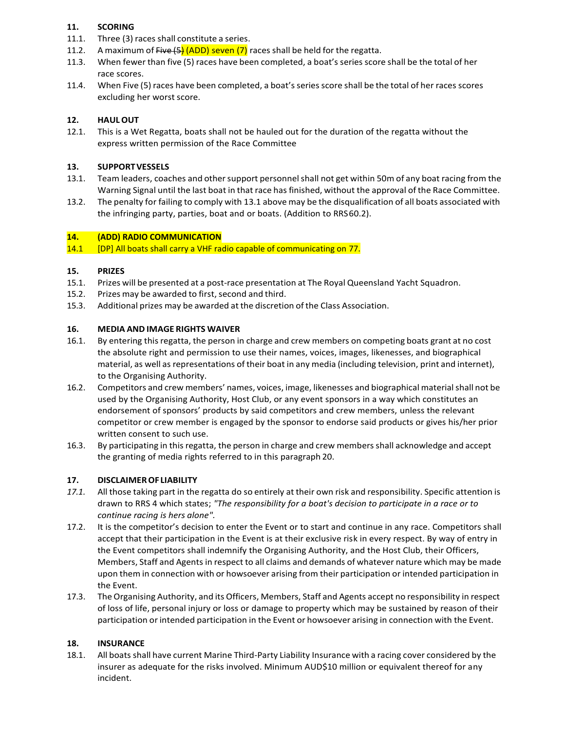**11. SCORING**

11.1. Three (3) races shall constitute a series.

11.2. A maximum of ~~Five (5)~~ (ADD) seven (7) races shall be held for the regatta.

11.3. When fewer than five (5) races have been completed, a boat's series score shall be the total of her race scores.

11.4. When Five (5) races have been completed, a boat's series score shall be the total of her races scores excluding her worst score.

**12. HAUL OUT**

12.1. This is a Wet Regatta, boats shall not be hauled out for the duration of the regatta without the express written permission of the Race Committee

**13. SUPPORT VESSELS**

13.1. Team leaders, coaches and other support personnel shall not get within 50m of any boat racing from the Warning Signal until the last boat in that race has finished, without the approval of the Race Committee.

13.2. The penalty for failing to comply with 13.1 above may be the disqualification of all boats associated with the infringing party, parties, boat and or boats. (Addition to RRS 60.2).

**14. (ADD) RADIO COMMUNICATION**

14.1 [DP] All boats shall carry a VHF radio capable of communicating on 77.

**15. PRIZES**

15.1. Prizes will be presented at a post-race presentation at The Royal Queensland Yacht Squadron.

15.2. Prizes may be awarded to first, second and third.

15.3. Additional prizes may be awarded at the discretion of the Class Association.

**16. MEDIA AND IMAGE RIGHTS WAIVER**

16.1. By entering this regatta, the person in charge and crew members on competing boats grant at no cost the absolute right and permission to use their names, voices, images, likenesses, and biographical material, as well as representations of their boat in any media (including television, print and internet), to the Organising Authority.

16.2. Competitors and crew members' names, voices, image, likenesses and biographical material shall not be used by the Organising Authority, Host Club, or any event sponsors in a way which constitutes an endorsement of sponsors' products by said competitors and crew members, unless the relevant competitor or crew member is engaged by the sponsor to endorse said products or gives his/her prior written consent to such use.

16.3. By participating in this regatta, the person in charge and crew members shall acknowledge and accept the granting of media rights referred to in this paragraph 20.

**17. DISCLAIMER OF LIABILITY**

*17.1.* All those taking part in the regatta do so entirely at their own risk and responsibility. Specific attention is drawn to RRS 4 which states; *"The responsibility for a boat's decision to participate in a race or to continue racing is hers alone".*

17.2. It is the competitor's decision to enter the Event or to start and continue in any race. Competitors shall accept that their participation in the Event is at their exclusive risk in every respect. By way of entry in the Event competitors shall indemnify the Organising Authority, and the Host Club, their Officers, Members, Staff and Agents in respect to all claims and demands of whatever nature which may be made upon them in connection with or howsoever arising from their participation or intended participation in the Event.

17.3. The Organising Authority, and its Officers, Members, Staff and Agents accept no responsibility in respect of loss of life, personal injury or loss or damage to property which may be sustained by reason of their participation or intended participation in the Event or howsoever arising in connection with the Event.

**18. INSURANCE**

18.1. All boats shall have current Marine Third-Party Liability Insurance with a racing cover considered by the insurer as adequate for the risks involved. Minimum AUD$10 million or equivalent thereof for any incident.